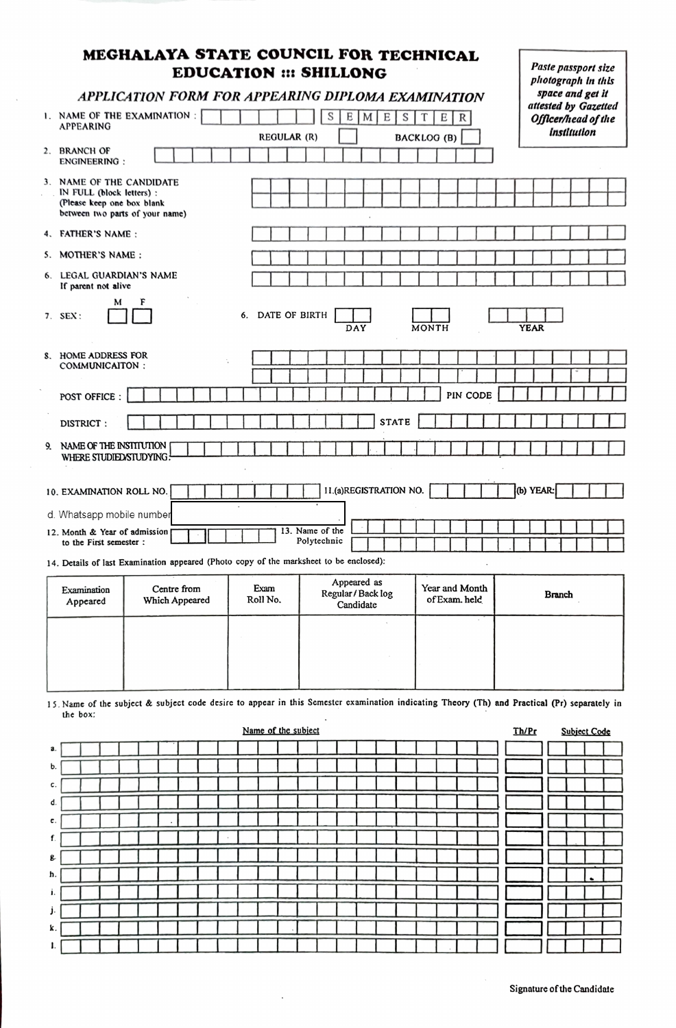# MEGHALAYA STATE COUNCIL FOR TECHNICAL EDUCATION ::: SHILLONG

## *APPLICATION FORM FOR APPEARING DIPLOMA EXAMINATION*

*Paste passport size photograph in this space and get it attested by Gazetted Officer/head of the Institution*

1. NAME OF THE EXAMINATION APPEARING : SEMESTER
   REGULAR (R) BACKLOG (B)
2. BRANCH OF ENGINEERING :
3. NAME OF THE CANDIDATE IN FULL (block letters) : (Please keep one box blank between two parts of your name)
4. FATHER'S NAME :
5. MOTHER'S NAME :
6. LEGAL GUARDIAN'S NAME If parent not alive
7. SEX : M F

6. DATE OF BIRTH DAY MONTH YEAR

8. HOME ADDRESS FOR COMMUNICAITON :

POST OFFICE : PIN CODE

DISTRICT : STATE

9. NAME OF THE INSTITUTION WHERE STUDIED/STUDYING :

10. EXAMINATION ROLL NO. 11.(a)REGISTRATION NO. (b) YEAR:

d. Whatsapp mobile number

12. Month & Year of admission to the First semester : 13. Name of the Polytechnic

14. Details of last Examination appeared (Photo copy of the marksheet to be enclosed):

| Examination Appeared | Centre from Which Appeared | Exam Roll No. | Appeared as Regular / Back log Candidate | Year and Month of Exam. held | Branch |
|---|---|---|---|---|---|
| | | | | | |

15. Name of the subject & subject code desire to appear in this Semester examination indicating Theory (Th) and Practical (Pr) separately in the box:

| | Name of the subject | Th/Pr | Subject Code |
|---|---|---|---|
| a. | | | |
| b. | | | |
| c. | | | |
| d. | | | |
| e. | | | |
| f. | | | |
| g. | | | |
| h. | | | |
| i. | | | |
| j. | | | |
| k. | | | |
| l. | | | |

Signature of the Candidate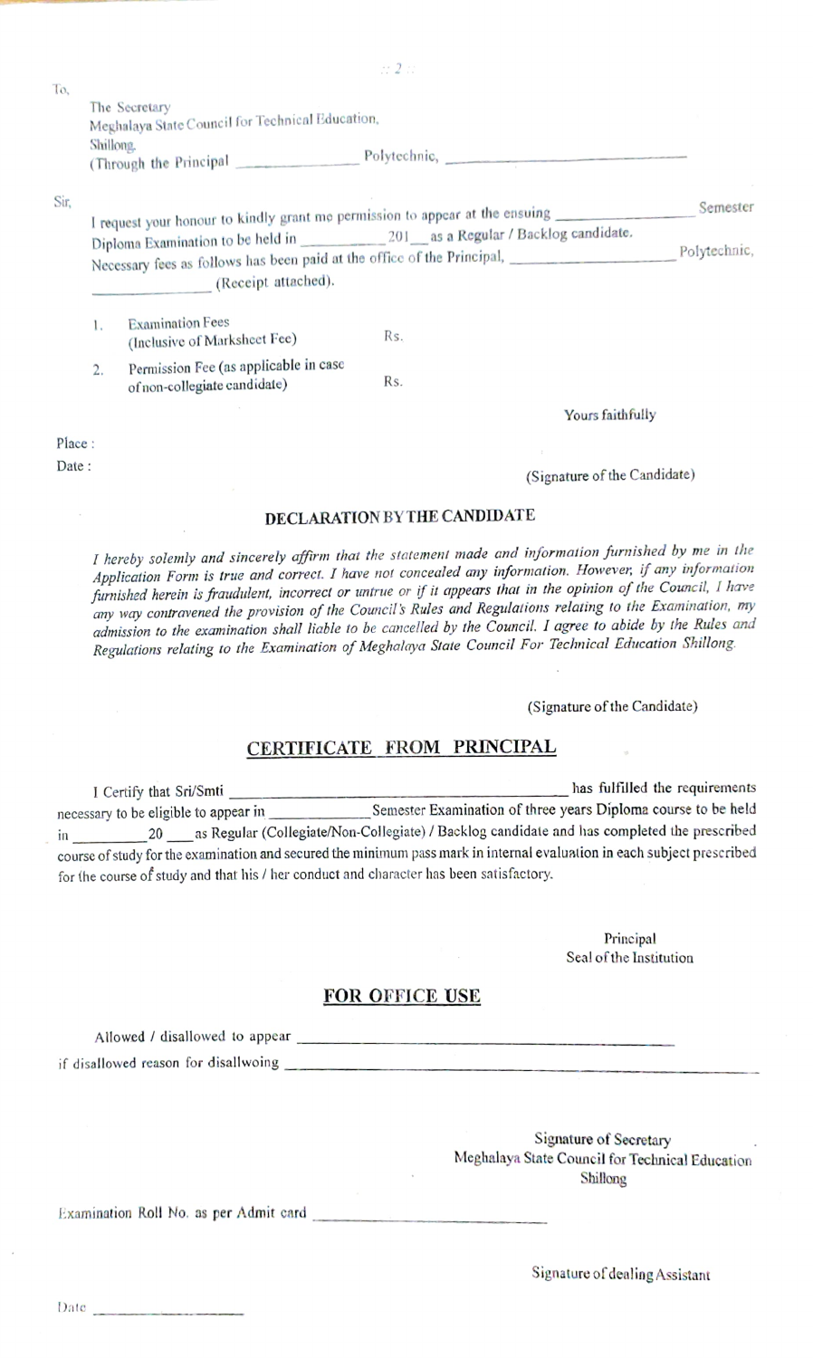To,

The Secretary
Meghalaya State Council for Technical Education,
Shillong.
(Through the Principal _______________ Polytechnic, ________________________________)

Sir,

I request your honour to kindly grant me permission to appear at the ensuing ____________________ Semester Diploma Examination to be held in __________ 201__ as a Regular / Backlog candidate. Necessary fees as follows has been paid at the office of the Principal, ____________________ Polytechnic, ______________ (Receipt attached).

| | | |
|---|---|---|
| 1. | Examination Fees (Inclusive of Marksheet Fee) | Rs. |
| 2. | Permission Fee (as applicable in case of non-collegiate candidate) | Rs. |

Yours faithfully

Place :

Date :

(Signature of the Candidate)

## DECLARATION BY THE CANDIDATE

*I hereby solemly and sincerely affirm that the statement made and information furnished by me in the Application Form is true and correct. I have not concealed any information. However, if any information furnished herein is fraudulent, incorrect or untrue or if it appears that in the opinion of the Council, I have any way contravened the provision of the Council's Rules and Regulations relating to the Examination, my admission to the examination shall liable to be cancelled by the Council. I agree to abide by the Rules and Regulations relating to the Examination of Meghalaya State Council For Technical Education Shillong.*

(Signature of the Candidate)

## CERTIFICATE FROM PRINCIPAL

I Certify that Sri/Smti ________________________________________ has fulfilled the requirements necessary to be eligible to appear in _____________ Semester Examination of three years Diploma course to be held in __________ 20 ____ as Regular (Collegiate/Non-Collegiate) / Backlog candidate and has completed the prescribed course of study for the examination and secured the minimum pass mark in internal evaluation in each subject prescribed for the course of study and that his / her conduct and character has been satisfactory.

Principal
Seal of the Institution

## FOR OFFICE USE

Allowed / disallowed to appear ________________________________________

if disallowed reason for disallwoing ________________________________________

Signature of Secretary
Meghalaya State Council for Technical Education
Shillong

Examination Roll No. as per Admit card ____________________________

Signature of dealing Assistant

Date ____________________